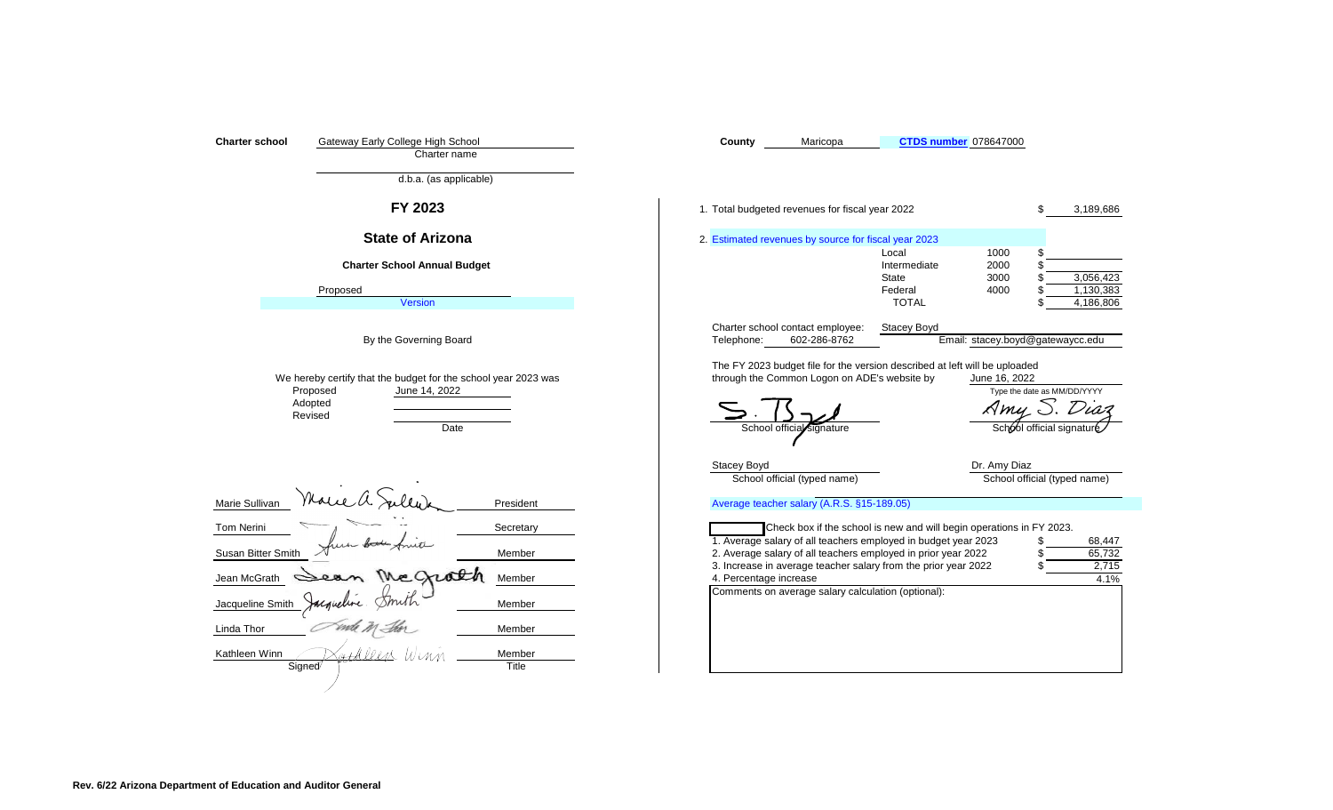**Charter school** Gateway Early College High School
Charter name

d.b.a. (as applicable)

**County** Maricopa **CTDS number** 078647000

## FY 2023

## State of Arizona

### Charter School Annual Budget

Proposed
Version

By the Governing Board

We hereby certify that the budget for the school year 2023 was

| | Date |
|---|---|
| Proposed | June 14, 2022 |
| Adopted | |
| Revised | |

| Name | Signed | Title |
|---|---|---|
| Marie Sullivan | Marie A. Sullivan | President |
| Tom Nerini | | Secretary |
| Susan Bitter Smith | Susan Bitter Smith | Member |
| Jean McGrath | Jean McGrath | Member |
| Jacqueline Smith | Jacqueline Smith | Member |
| Linda Thor | Linda M. Thor | Member |
| Kathleen Winn | Kathleen Winn | Member |

1. Total budgeted revenues for fiscal year 2022 $ 3,189,686

2. Estimated revenues by source for fiscal year 2023

| Source | Code | Amount |
|---|---|---|
| Local | 1000 | $ |
| Intermediate | 2000 | $ |
| State | 3000 | $ 3,056,423 |
| Federal | 4000 | $ 1,130,383 |
| TOTAL | | $ 4,186,806 |

Charter school contact employee: Stacey Boyd
Telephone: 602-286-8762 Email: stacey.boyd@gatewaycc.edu

The FY 2023 budget file for the version described at left will be uploaded through the Common Logon on ADE's website by June 16, 2022
Type the date as MM/DD/YYYY

S. Boyd — School official signature
Amy S. Diaz — School official signature

Stacey Boyd — School official (typed name)
Dr. Amy Diaz — School official (typed name)

Average teacher salary (A.R.S. §15-189.05)

☐ Check box if the school is new and will begin operations in FY 2023.

| | |
|---|---|
| 1. Average salary of all teachers employed in budget year 2023 | $ 68,447 |
| 2. Average salary of all teachers employed in prior year 2022 | $ 65,732 |
| 3. Increase in average teacher salary from the prior year 2022 | $ 2,715 |
| 4. Percentage increase | 4.1% |

Comments on average salary calculation (optional):

Rev. 6/22 Arizona Department of Education and Auditor General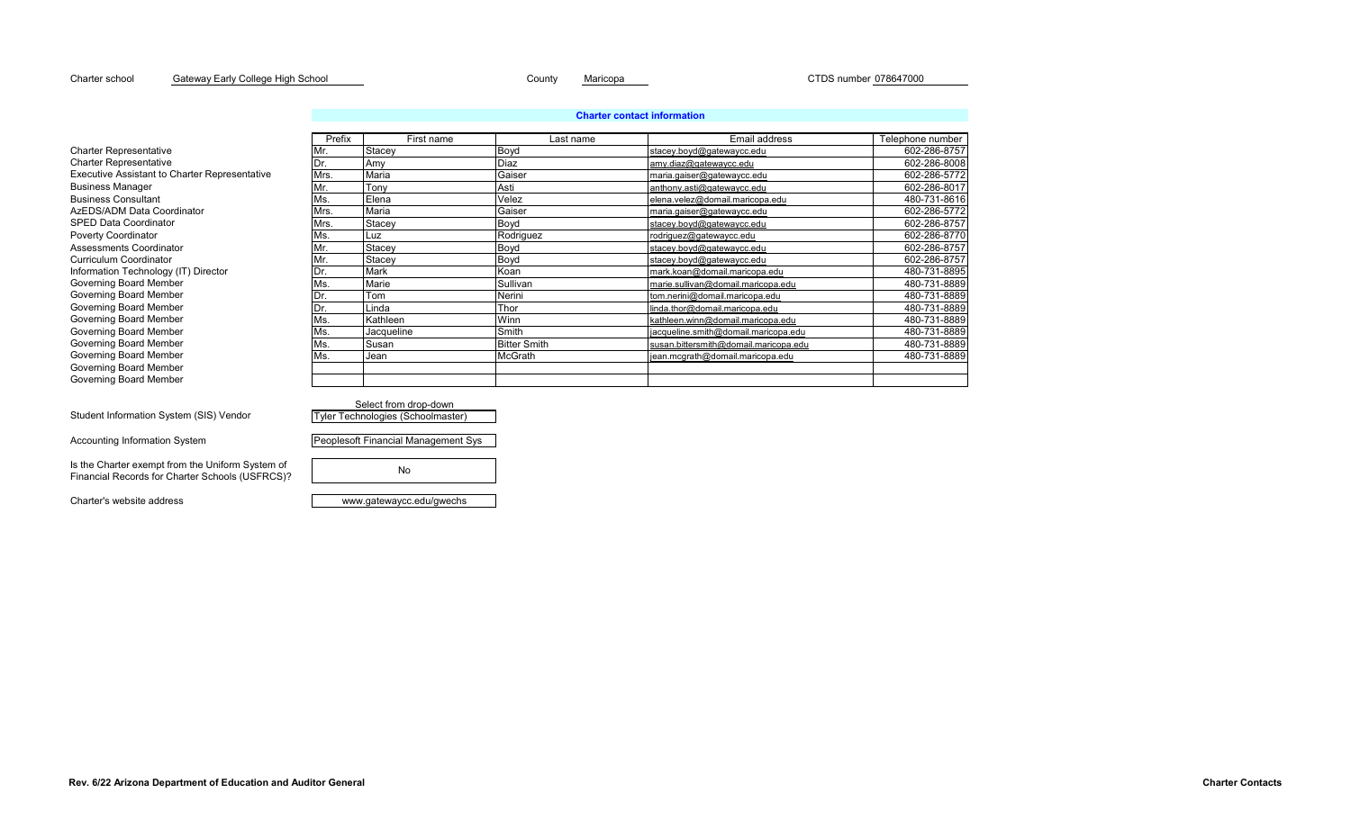Charter school Gateway Early College High School County Maricopa CTDS number 078647000

## Charter contact information

| | Prefix | First name | Last name | Email address | Telephone number |
|---|---|---|---|---|---|
| Charter Representative | Mr. | Stacey | Boyd | stacey.boyd@gatewaycc.edu | 602-286-8757 |
| Charter Representative | Dr. | Amy | Diaz | amy.diaz@gatewaycc.edu | 602-286-8008 |
| Executive Assistant to Charter Representative | Mrs. | Maria | Gaiser | maria.gaiser@gatewaycc.edu | 602-286-5772 |
| Business Manager | Mr. | Tony | Asti | anthony.asti@gatewaycc.edu | 602-286-8017 |
| Business Consultant | Ms. | Elena | Velez | elena.velez@domail.maricopa.edu | 480-731-8616 |
| AzEDS/ADM Data Coordinator | Mrs. | Maria | Gaiser | maria.gaiser@gatewaycc.edu | 602-286-5772 |
| SPED Data Coordinator | Mrs. | Stacey | Boyd | stacey.boyd@gatewaycc.edu | 602-286-8757 |
| Poverty Coordinator | Ms. | Luz | Rodriguez | rodriguez@gatewaycc.edu | 602-286-8770 |
| Assessments Coordinator | Mr. | Stacey | Boyd | stacey.boyd@gatewaycc.edu | 602-286-8757 |
| Curriculum Coordinator | Mr. | Stacey | Boyd | stacey.boyd@gatewaycc.edu | 602-286-8757 |
| Information Technology (IT) Director | Dr. | Mark | Koan | mark.koan@domail.maricopa.edu | 480-731-8895 |
| Governing Board Member | Ms. | Marie | Sullivan | marie.sullivan@domail.maricopa.edu | 480-731-8889 |
| Governing Board Member | Dr. | Tom | Nerini | tom.nerini@domail.maricopa.edu | 480-731-8889 |
| Governing Board Member | Dr. | Linda | Thor | linda.thor@domail.maricopa.edu | 480-731-8889 |
| Governing Board Member | Ms. | Kathleen | Winn | kathleen.winn@domail.maricopa.edu | 480-731-8889 |
| Governing Board Member | Ms. | Jacqueline | Smith | jacqueline.smith@domail.maricopa.edu | 480-731-8889 |
| Governing Board Member | Ms. | Susan | Bitter Smith | susan.bittersmith@domail.maricopa.edu | 480-731-8889 |
| Governing Board Member | Ms. | Jean | McGrath | jean.mcgrath@domail.maricopa.edu | 480-731-8889 |
| Governing Board Member | | | | | |
| Governing Board Member | | | | | |

| | Select from drop-down |
|---|---|
| Student Information System (SIS) Vendor | Tyler Technologies (Schoolmaster) |
| Accounting Information System | Peoplesoft Financial Management Sys |
| Is the Charter exempt from the Uniform System of Financial Records for Charter Schools (USFRCS)? | No |
| Charter's website address | www.gatewaycc.edu/gwechs |

Rev. 6/22 Arizona Department of Education and Auditor General

Charter Contacts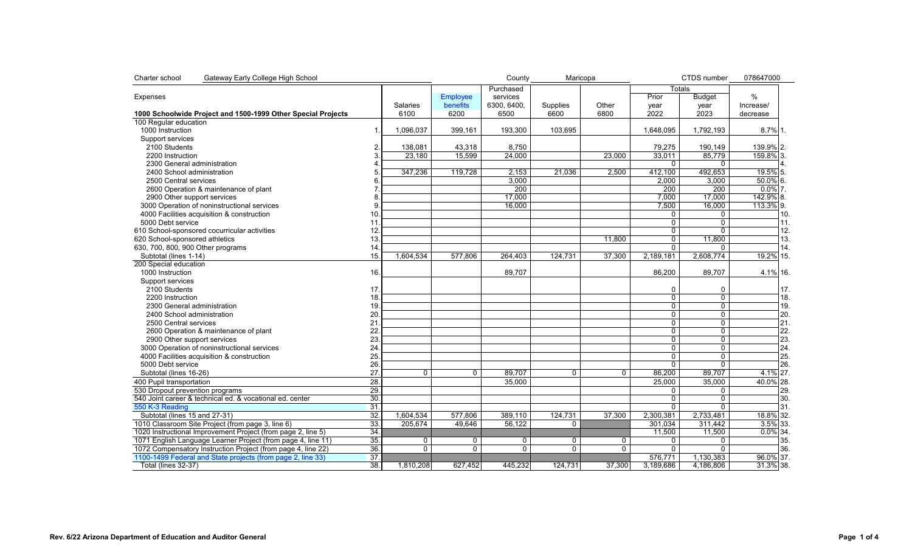| Charter school | Gateway Early College High School | | | | County | Maricopa | | CTDS number | 078647000 | | |
|---|---|---|---|---|---|---|---|---|---|---|---|
| Expenses | | Salaries | Employee benefits | Purchased services 6300, 6400, 6500 | Supplies | Other | Totals | | % Increase/ decrease | |
| **1000 Schoolwide Project and 1500-1999 Other Special Projects** | | 6100 | 6200 | | 6600 | 6800 | Prior year 2022 | Budget year 2023 | | |
| 100 Regular education | | | | | | | | | | |
| 1000 Instruction | 1. | 1,096,037 | 399,161 | 193,300 | 103,695 | | 1,648,095 | 1,792,193 | 8.7% | 1. |
| Support services | | | | | | | | | | |
| 2100 Students | 2. | 138,081 | 43,318 | 8,750 | | | 79,275 | 190,149 | 139.9% | 2. |
| 2200 Instruction | 3. | 23,180 | 15,599 | 24,000 | | 23,000 | 33,011 | 85,779 | 159.8% | 3. |
| 2300 General administration | 4. | | | | | | 0 | 0 | | 4. |
| 2400 School administration | 5. | 347,236 | 119,728 | 2,153 | 21,036 | 2,500 | 412,100 | 492,653 | 19.5% | 5. |
| 2500 Central services | 6. | | | 3,000 | | | 2,000 | 3,000 | 50.0% | 6. |
| 2600 Operation & maintenance of plant | 7. | | | 200 | | | 200 | 200 | 0.0% | 7. |
| 2900 Other support services | 8. | | | 17,000 | | | 7,000 | 17,000 | 142.9% | 8. |
| 3000 Operation of noninstructional services | 9. | | | 16,000 | | | 7,500 | 16,000 | 113.3% | 9. |
| 4000 Facilities acquisition & construction | 10. | | | | | | 0 | 0 | | 10. |
| 5000 Debt service | 11. | | | | | | 0 | 0 | | 11. |
| 610 School-sponsored cocurricular activities | 12. | | | | | | 0 | 0 | | 12. |
| 620 School-sponsored athletics | 13. | | | | | 11,800 | 0 | 11,800 | | 13. |
| 630, 700, 800, 900 Other programs | 14. | | | | | | 0 | 0 | | 14. |
| Subtotal (lines 1-14) | 15. | 1,604,534 | 577,806 | 264,403 | 124,731 | 37,300 | 2,189,181 | 2,608,774 | 19.2% | 15. |
| 200 Special education | | | | | | | | | | |
| 1000 Instruction | 16. | | | 89,707 | | | 86,200 | 89,707 | 4.1% | 16. |
| Support services | | | | | | | | | | |
| 2100 Students | 17. | | | | | | 0 | 0 | | 17. |
| 2200 Instruction | 18. | | | | | | 0 | 0 | | 18. |
| 2300 General administration | 19. | | | | | | 0 | 0 | | 19. |
| 2400 School administration | 20. | | | | | | 0 | 0 | | 20. |
| 2500 Central services | 21. | | | | | | 0 | 0 | | 21. |
| 2600 Operation & maintenance of plant | 22. | | | | | | 0 | 0 | | 22. |
| 2900 Other support services | 23. | | | | | | 0 | 0 | | 23. |
| 3000 Operation of noninstructional services | 24. | | | | | | 0 | 0 | | 24. |
| 4000 Facilities acquisition & construction | 25. | | | | | | 0 | 0 | | 25. |
| 5000 Debt service | 26. | | | | | | 0 | 0 | | 26. |
| Subtotal (lines 16-26) | 27. | 0 | 0 | 89,707 | 0 | 0 | 86,200 | 89,707 | 4.1% | 27. |
| 400 Pupil transportation | 28. | | | 35,000 | | | 25,000 | 35,000 | 40.0% | 28. |
| 530 Dropout prevention programs | 29. | | | | | | 0 | 0 | | 29. |
| 540 Joint career & technical ed. & vocational ed. center | 30. | | | | | | 0 | 0 | | 30. |
| 550 K-3 Reading | 31. | | | | | | 0 | 0 | | 31. |
| Subtotal (lines 15 and 27-31) | 32. | 1,604,534 | 577,806 | 389,110 | 124,731 | 37,300 | 2,300,381 | 2,733,481 | 18.8% | 32. |
| 1010 Classroom Site Project (from page 3, line 6) | 33. | 205,674 | 49,646 | 56,122 | 0 | | 301,034 | 311,442 | 3.5% | 33. |
| 1020 Instructional Improvement Project (from page 2, line 5) | 34. | | | | | | 11,500 | 11,500 | 0.0% | 34. |
| 1071 English Language Learner Project (from page 4, line 11) | 35. | 0 | 0 | 0 | 0 | 0 | 0 | 0 | | 35. |
| 1072 Compensatory Instruction Project (from page 4, line 22) | 36. | 0 | 0 | 0 | 0 | 0 | 0 | 0 | | 36. |
| 1100-1499 Federal and State projects (from page 2, line 33) | 37. | | | | | | 576,771 | 1,130,383 | 96.0% | 37. |
| Total (lines 32-37) | 38. | 1,810,208 | 627,452 | 445,232 | 124,731 | 37,300 | 3,189,686 | 4,186,806 | 31.3% | 38. |

Rev. 6/22 Arizona Department of Education and Auditor General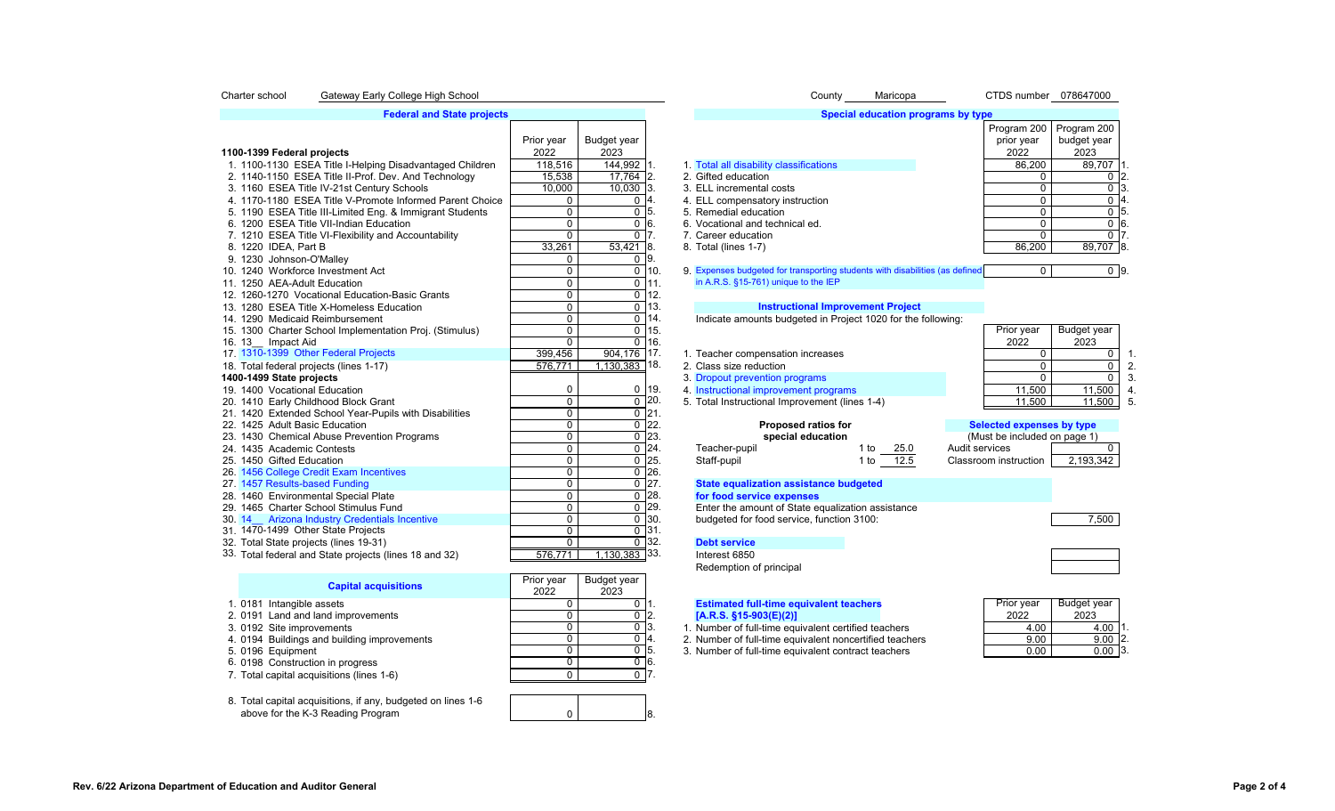Charter school Gateway Early College High School | County Maricopa | CTDS number 078647000

## Federal and State projects

| 1100-1399 Federal projects | Prior year 2022 | Budget year 2023 | |
|---|---|---|---|
| 1. 1100-1130 ESEA Title I-Helping Disadvantaged Children | 118,516 | 144,992 | 1. |
| 2. 1140-1150 ESEA Title II-Prof. Dev. And Technology | 15,538 | 17,764 | 2. |
| 3. 1160 ESEA Title IV-21st Century Schools | 10,000 | 10,030 | 3. |
| 4. 1170-1180 ESEA Title V-Promote Informed Parent Choice | 0 | 0 | 4. |
| 5. 1190 ESEA Title III-Limited Eng. & Immigrant Students | 0 | 0 | 5. |
| 6. 1200 ESEA Title VII-Indian Education | 0 | 0 | 6. |
| 7. 1210 ESEA Title VI-Flexibility and Accountability | 0 | 0 | 7. |
| 8. 1220 IDEA, Part B | 33,261 | 53,421 | 8. |
| 9. 1230 Johnson-O'Malley | 0 | 0 | 9. |
| 10. 1240 Workforce Investment Act | 0 | 0 | 10. |
| 11. 1250 AEA-Adult Education | 0 | 0 | 11. |
| 12. 1260-1270 Vocational Education-Basic Grants | 0 | 0 | 12. |
| 13. 1280 ESEA Title X-Homeless Education | 0 | 0 | 13. |
| 14. 1290 Medicaid Reimbursement | 0 | 0 | 14. |
| 15. 1300 Charter School Implementation Proj. (Stimulus) | 0 | 0 | 15. |
| 16. 13__ Impact Aid | 0 | 0 | 16. |
| 17. 1310-1399 Other Federal Projects | 399,456 | 904,176 | 17. |
| 18. Total federal projects (lines 1-17) | 576,771 | 1,130,383 | 18. |
| **1400-1499 State projects** | | | |
| 19. 1400 Vocational Education | 0 | 0 | 19. |
| 20. 1410 Early Childhood Block Grant | 0 | 0 | 20. |
| 21. 1420 Extended School Year-Pupils with Disabilities | 0 | 0 | 21. |
| 22. 1425 Adult Basic Education | 0 | 0 | 22. |
| 23. 1430 Chemical Abuse Prevention Programs | 0 | 0 | 23. |
| 24. 1435 Academic Contests | 0 | 0 | 24. |
| 25. 1450 Gifted Education | 0 | 0 | 25. |
| 26. 1456 College Credit Exam Incentives | 0 | 0 | 26. |
| 27. 1457 Results-based Funding | 0 | 0 | 27. |
| 28. 1460 Environmental Special Plate | 0 | 0 | 28. |
| 29. 1465 Charter School Stimulus Fund | 0 | 0 | 29. |
| 30. 14__ Arizona Industry Credentials Incentive | 0 | 0 | 30. |
| 31. 1470-1499 Other State Projects | 0 | 0 | 31. |
| 32. Total State projects (lines 19-31) | 0 | 0 | 32. |
| 33. Total federal and State projects (lines 18 and 32) | 576,771 | 1,130,383 | 33. |

## Capital acquisitions

| | Prior year 2022 | Budget year 2023 | |
|---|---|---|---|
| 1. 0181 Intangible assets | 0 | 0 | 1. |
| 2. 0191 Land and land improvements | 0 | 0 | 2. |
| 3. 0192 Site improvements | 0 | 0 | 3. |
| 4. 0194 Buildings and building improvements | 0 | 0 | 4. |
| 5. 0196 Equipment | 0 | 0 | 5. |
| 6. 0198 Construction in progress | 0 | 0 | 6. |
| 7. Total capital acquisitions (lines 1-6) | 0 | 0 | 7. |
| 8. Total capital acquisitions, if any, budgeted on lines 1-6 above for the K-3 Reading Program | 0 | | 8. |

## Special education programs by type

| | Program 200 prior year 2022 | Program 200 budget year 2023 | |
|---|---|---|---|
| 1. Total all disability classifications | 86,200 | 89,707 | 1. |
| 2. Gifted education | 0 | 0 | 2. |
| 3. ELL incremental costs | 0 | 0 | 3. |
| 4. ELL compensatory instruction | 0 | 0 | 4. |
| 5. Remedial education | 0 | 0 | 5. |
| 6. Vocational and technical ed. | 0 | 0 | 6. |
| 7. Career education | 0 | 0 | 7. |
| 8. Total (lines 1-7) | 86,200 | 89,707 | 8. |
| 9. Expenses budgeted for transporting students with disabilities (as defined in A.R.S. §15-761) unique to the IEP | 0 | 0 | 9. |

## Instructional Improvement Project

Indicate amounts budgeted in Project 1020 for the following:

| | Prior year 2022 | Budget year 2023 | |
|---|---|---|---|
| 1. Teacher compensation increases | 0 | 0 | 1. |
| 2. Class size reduction | 0 | 0 | 2. |
| 3. Dropout prevention programs | 0 | 0 | 3. |
| 4. Instructional improvement programs | 11,500 | 11,500 | 4. |
| 5. Total Instructional Improvement (lines 1-4) | 11,500 | 11,500 | 5. |

**Proposed ratios for special education**

| | |
|---|---|
| Teacher-pupil | 1 to 25.0 |
| Staff-pupil | 1 to 12.5 |

**Selected expenses by type**
(Must be included on page 1)

| | |
|---|---|
| Audit services | 0 |
| Classroom instruction | 2,193,342 |

**State equalization assistance budgeted for food service expenses**

Enter the amount of State equalization assistance budgeted for food service, function 3100: 7,500

**Debt service**

| | |
|---|---|
| Interest 6850 | |
| Redemption of principal | |

**Estimated full-time equivalent teachers [A.R.S. §15-903(E)(2)]**

| | Prior year 2022 | Budget year 2023 | |
|---|---|---|---|
| 1. Number of full-time equivalent certified teachers | 4.00 | 4.00 | 1. |
| 2. Number of full-time equivalent noncertified teachers | 9.00 | 9.00 | 2. |
| 3. Number of full-time equivalent contract teachers | 0.00 | 0.00 | 3. |

Rev. 6/22 Arizona Department of Education and Auditor General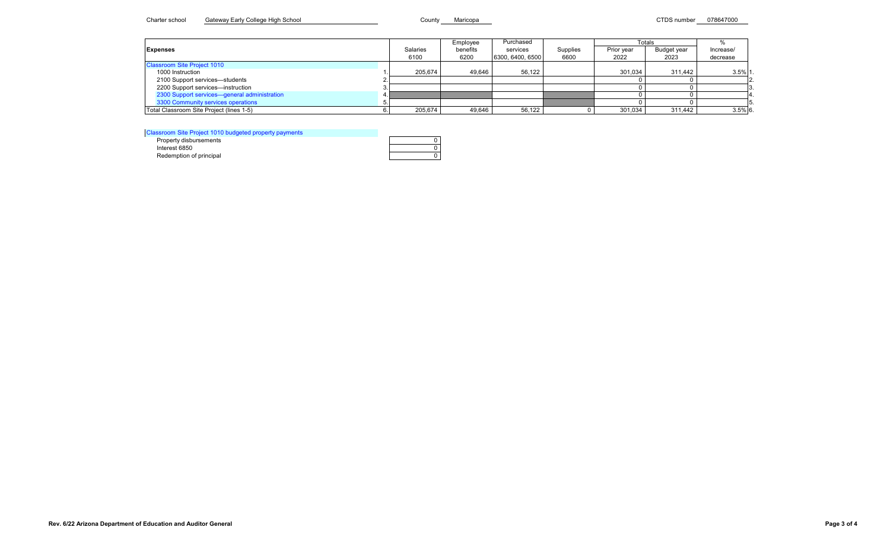Charter school Gateway Early College High School County Maricopa CTDS number 078647000

| Expenses | | Salaries 6100 | Employee benefits 6200 | Purchased services 6300, 6400, 6500 | Supplies 6600 | Totals Prior year 2022 | Totals Budget year 2023 | % Increase/ decrease | |
|---|---|---|---|---|---|---|---|---|---|
| Classroom Site Project 1010 | | | | | | | | | |
| 1000 Instruction | 1. | 205,674 | 49,646 | 56,122 | | 301,034 | 311,442 | 3.5% | 1. |
| 2100 Support services—students | 2. | | | | | 0 | 0 | | 2. |
| 2200 Support services—instruction | 3. | | | | | 0 | 0 | | 3. |
| 2300 Support services—general administration | 4. | | | | | 0 | 0 | | 4. |
| 3300 Community services operations | 5. | | | | | 0 | 0 | | 5. |
| Total Classroom Site Project (lines 1-5) | 6. | 205,674 | 49,646 | 56,122 | 0 | 301,034 | 311,442 | 3.5% | 6. |

| Classroom Site Project 1010 budgeted property payments | |
|---|---|
| Property disbursements | 0 |
| Interest 6850 | 0 |
| Redemption of principal | 0 |

Rev. 6/22 Arizona Department of Education and Auditor General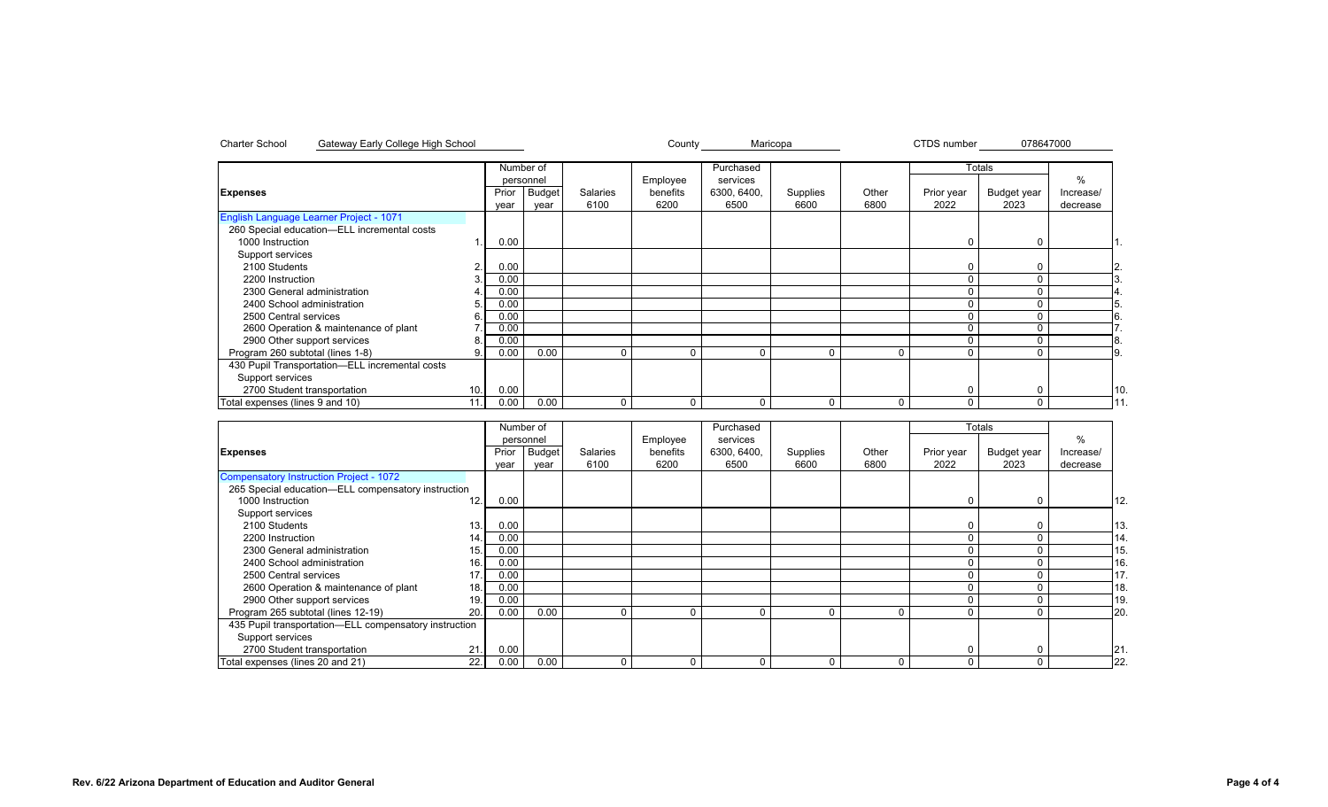Charter School Gateway Early College High School | County Maricopa | CTDS number 078647000

| Expenses | | Number of personnel | | Salaries | Employee benefits | Purchased services | Supplies | Other | Totals | | % | |
|---|---|---|---|---|---|---|---|---|---|---|---|---|
| | | Prior year | Budget year | 6100 | 6200 | 6300, 6400, 6500 | 6600 | 6800 | Prior year 2022 | Budget year 2023 | Increase/ decrease | |
| English Language Learner Project - 1071 | | | | | | | | | | | | |
| 260 Special education—ELL incremental costs | | | | | | | | | | | | |
| 1000 Instruction | 1. | 0.00 | | | | | | | 0 | 0 | | 1. |
| Support services | | | | | | | | | | | | |
| 2100 Students | 2. | 0.00 | | | | | | | 0 | 0 | | 2. |
| 2200 Instruction | 3. | 0.00 | | | | | | | 0 | 0 | | 3. |
| 2300 General administration | 4. | 0.00 | | | | | | | 0 | 0 | | 4. |
| 2400 School administration | 5. | 0.00 | | | | | | | 0 | 0 | | 5. |
| 2500 Central services | 6. | 0.00 | | | | | | | 0 | 0 | | 6. |
| 2600 Operation & maintenance of plant | 7. | 0.00 | | | | | | | 0 | 0 | | 7. |
| 2900 Other support services | 8. | 0.00 | | | | | | | 0 | 0 | | 8. |
| Program 260 subtotal (lines 1-8) | 9. | 0.00 | 0.00 | 0 | 0 | 0 | 0 | 0 | 0 | 0 | | 9. |
| 430 Pupil Transportation—ELL incremental costs | | | | | | | | | | | | |
| Support services | | | | | | | | | | | | |
| 2700 Student transportation | 10. | 0.00 | | | | | | | 0 | 0 | | 10. |
| Total expenses (lines 9 and 10) | 11. | 0.00 | 0.00 | 0 | 0 | 0 | 0 | 0 | 0 | 0 | | 11. |

| Expenses | | Number of personnel | | Salaries | Employee benefits | Purchased services | Supplies | Other | Totals | | % | |
|---|---|---|---|---|---|---|---|---|---|---|---|---|
| | | Prior year | Budget year | 6100 | 6200 | 6300, 6400, 6500 | 6600 | 6800 | Prior year 2022 | Budget year 2023 | Increase/ decrease | |
| Compensatory Instruction Project - 1072 | | | | | | | | | | | | |
| 265 Special education—ELL compensatory instruction | | | | | | | | | | | | |
| 1000 Instruction | 12. | 0.00 | | | | | | | 0 | 0 | | 12. |
| Support services | | | | | | | | | | | | |
| 2100 Students | 13. | 0.00 | | | | | | | 0 | 0 | | 13. |
| 2200 Instruction | 14. | 0.00 | | | | | | | 0 | 0 | | 14. |
| 2300 General administration | 15. | 0.00 | | | | | | | 0 | 0 | | 15. |
| 2400 School administration | 16. | 0.00 | | | | | | | 0 | 0 | | 16. |
| 2500 Central services | 17. | 0.00 | | | | | | | 0 | 0 | | 17. |
| 2600 Operation & maintenance of plant | 18. | 0.00 | | | | | | | 0 | 0 | | 18. |
| 2900 Other support services | 19. | 0.00 | | | | | | | 0 | 0 | | 19. |
| Program 265 subtotal (lines 12-19) | 20. | 0.00 | 0.00 | 0 | 0 | 0 | 0 | 0 | 0 | 0 | | 20. |
| 435 Pupil transportation—ELL compensatory instruction | | | | | | | | | | | | |
| Support services | | | | | | | | | | | | |
| 2700 Student transportation | 21. | 0.00 | | | | | | | 0 | 0 | | 21. |
| Total expenses (lines 20 and 21) | 22. | 0.00 | 0.00 | 0 | 0 | 0 | 0 | 0 | 0 | 0 | | 22. |

Rev. 6/22 Arizona Department of Education and Auditor General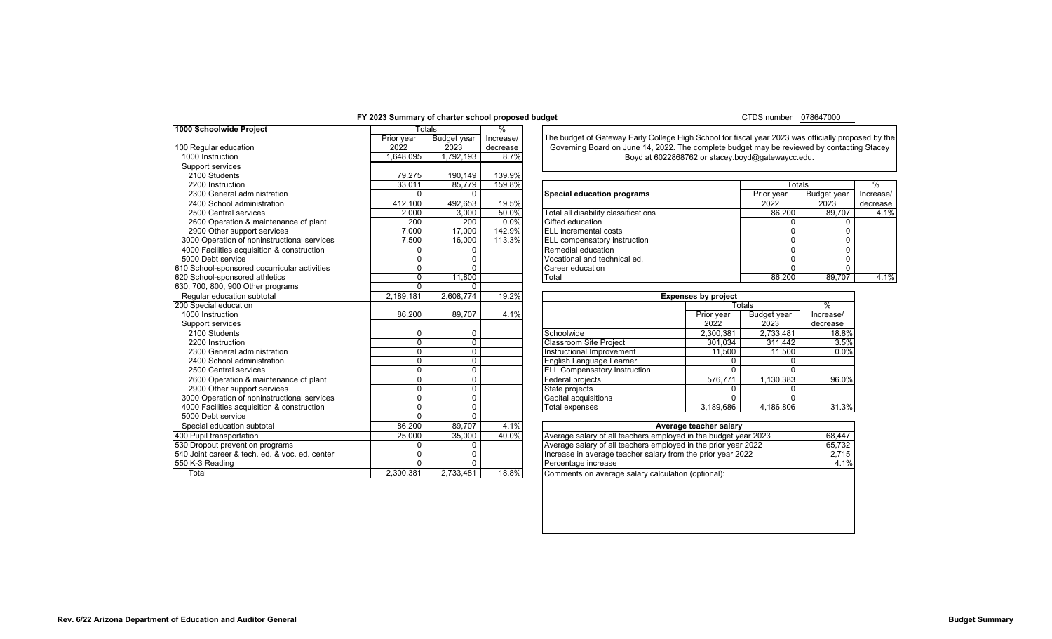## FY 2023 Summary of charter school proposed budget

CTDS number 078647000

| 1000 Schoolwide Project | Totals | | % |
|---|---|---|---|
| | Prior year 2022 | Budget year 2023 | Increase/ decrease |
| 100 Regular education | | | |
| 1000 Instruction | 1,648,095 | 1,792,193 | 8.7% |
| Support services | | | |
| 2100 Students | 79,275 | 190,149 | 139.9% |
| 2200 Instruction | 33,011 | 85,779 | 159.8% |
| 2300 General administration | 0 | 0 | |
| 2400 School administration | 412,100 | 492,653 | 19.5% |
| 2500 Central services | 2,000 | 3,000 | 50.0% |
| 2600 Operation & maintenance of plant | 200 | 200 | 0.0% |
| 2900 Other support services | 7,000 | 17,000 | 142.9% |
| 3000 Operation of noninstructional services | 7,500 | 16,000 | 113.3% |
| 4000 Facilities acquisition & construction | 0 | 0 | |
| 5000 Debt service | 0 | 0 | |
| 610 School-sponsored cocurricular activities | 0 | 0 | |
| 620 School-sponsored athletics | 0 | 11,800 | |
| 630, 700, 800, 900 Other programs | 0 | 0 | |
| Regular education subtotal | 2,189,181 | 2,608,774 | 19.2% |
| 200 Special education | | | |
| 1000 Instruction | 86,200 | 89,707 | 4.1% |
| Support services | | | |
| 2100 Students | 0 | 0 | |
| 2200 Instruction | 0 | 0 | |
| 2300 General administration | 0 | 0 | |
| 2400 School administration | 0 | 0 | |
| 2500 Central services | 0 | 0 | |
| 2600 Operation & maintenance of plant | 0 | 0 | |
| 2900 Other support services | 0 | 0 | |
| 3000 Operation of noninstructional services | 0 | 0 | |
| 4000 Facilities acquisition & construction | 0 | 0 | |
| 5000 Debt service | 0 | 0 | |
| Special education subtotal | 86,200 | 89,707 | 4.1% |
| 400 Pupil transportation | 25,000 | 35,000 | 40.0% |
| 530 Dropout prevention programs | 0 | 0 | |
| 540 Joint career & tech. ed. & voc. ed. center | 0 | 0 | |
| 550 K-3 Reading | 0 | 0 | |
| Total | 2,300,381 | 2,733,481 | 18.8% |

The budget of Gateway Early College High School for fiscal year 2023 was officially proposed by the Governing Board on June 14, 2022. The complete budget may be reviewed by contacting Stacey Boyd at 6022868762 or stacey.boyd@gatewaycc.edu.

| Special education programs | Totals | | % |
|---|---|---|---|
| | Prior year 2022 | Budget year 2023 | Increase/ decrease |
| Total all disability classifications | 86,200 | 89,707 | 4.1% |
| Gifted education | 0 | 0 | |
| ELL incremental costs | 0 | 0 | |
| ELL compensatory instruction | 0 | 0 | |
| Remedial education | 0 | 0 | |
| Vocational and technical ed. | 0 | 0 | |
| Career education | 0 | 0 | |
| Total | 86,200 | 89,707 | 4.1% |

| Expenses by project | Totals | | % |
|---|---|---|---|
| | Prior year 2022 | Budget year 2023 | Increase/ decrease |
| Schoolwide | 2,300,381 | 2,733,481 | 18.8% |
| Classroom Site Project | 301,034 | 311,442 | 3.5% |
| Instructional Improvement | 11,500 | 11,500 | 0.0% |
| English Language Learner | 0 | 0 | |
| ELL Compensatory Instruction | 0 | 0 | |
| Federal projects | 576,771 | 1,130,383 | 96.0% |
| State projects | 0 | 0 | |
| Capital acquisitions | 0 | 0 | |
| Total expenses | 3,189,686 | 4,186,806 | 31.3% |

| Average teacher salary | |
|---|---|
| Average salary of all teachers employed in the budget year 2023 | 68,447 |
| Average salary of all teachers employed in the prior year 2022 | 65,732 |
| Increase in average teacher salary from the prior year 2022 | 2,715 |
| Percentage increase | 4.1% |

Comments on average salary calculation (optional):

Rev. 6/22 Arizona Department of Education and Auditor General

Budget Summary